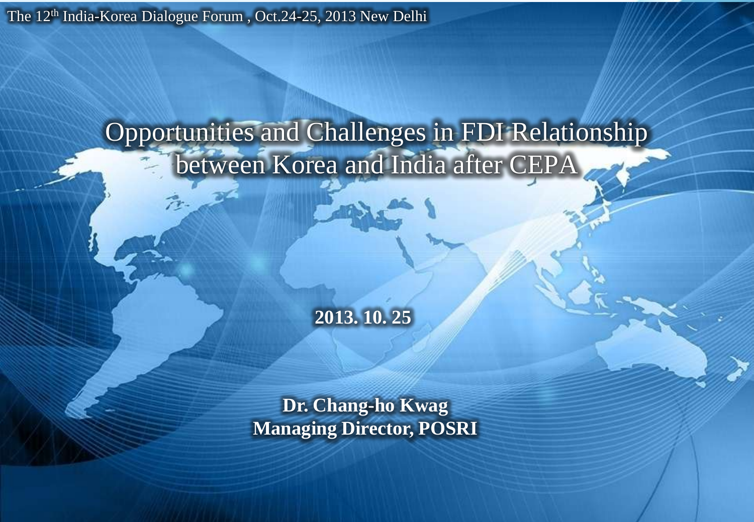The 12th India-Korea Dialogue Forum , Oct.24-25, 2013 New Delhi

# Opportunities and Challenges in FDI Relationship between Korea and India after CEPA

**2013. 10. 25**

**Dr. Chang-ho Kwag**
**Managing Director, POSRI**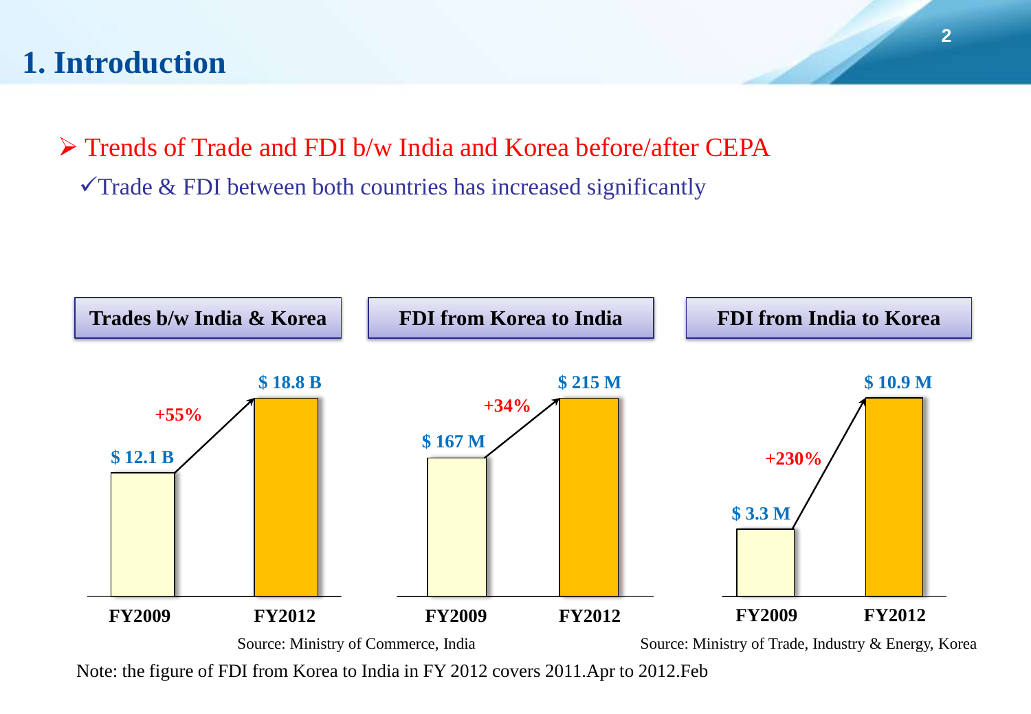# 1. Introduction

- Trends of Trade and FDI b/w India and Korea before/after CEPA
  - ✓Trade & FDI between both countries has increased significantly

| | Trades b/w India & Korea | FDI from Korea to India | FDI from India to Korea |
|---|---|---|---|
| FY2009 | $ 12.1 B | $ 167 M | $ 3.3 M |
| FY2012 | $ 18.8 B | $ 215 M | $ 10.9 M |
| Change | +55% | +34% | +230% |

Source: Ministry of Commerce, India

Source: Ministry of Trade, Industry & Energy, Korea

Note: the figure of FDI from Korea to India in FY 2012 covers 2011.Apr to 2012.Feb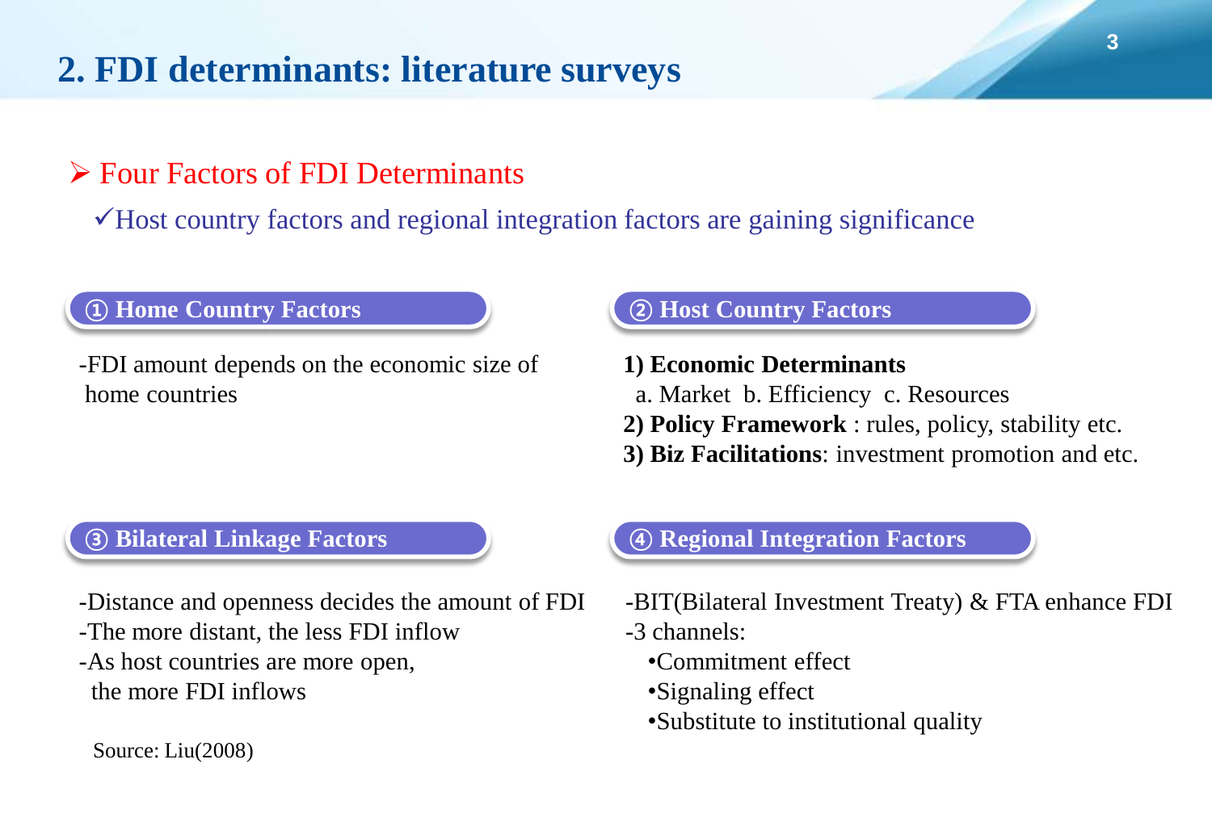# 2. FDI determinants: literature surveys

## Four Factors of FDI Determinants

✓Host country factors and regional integration factors are gaining significance

### ① Home Country Factors

-FDI amount depends on the economic size of home countries

### ② Host Country Factors

**1) Economic Determinants**
a. Market b. Efficiency c. Resources
**2) Policy Framework** : rules, policy, stability etc.
**3) Biz Facilitations**: investment promotion and etc.

### ③ Bilateral Linkage Factors

-Distance and openness decides the amount of FDI
-The more distant, the less FDI inflow
-As host countries are more open, the more FDI inflows

### ④ Regional Integration Factors

-BIT(Bilateral Investment Treaty) & FTA enhance FDI
-3 channels:

- Commitment effect
- Signaling effect
- Substitute to institutional quality

Source: Liu(2008)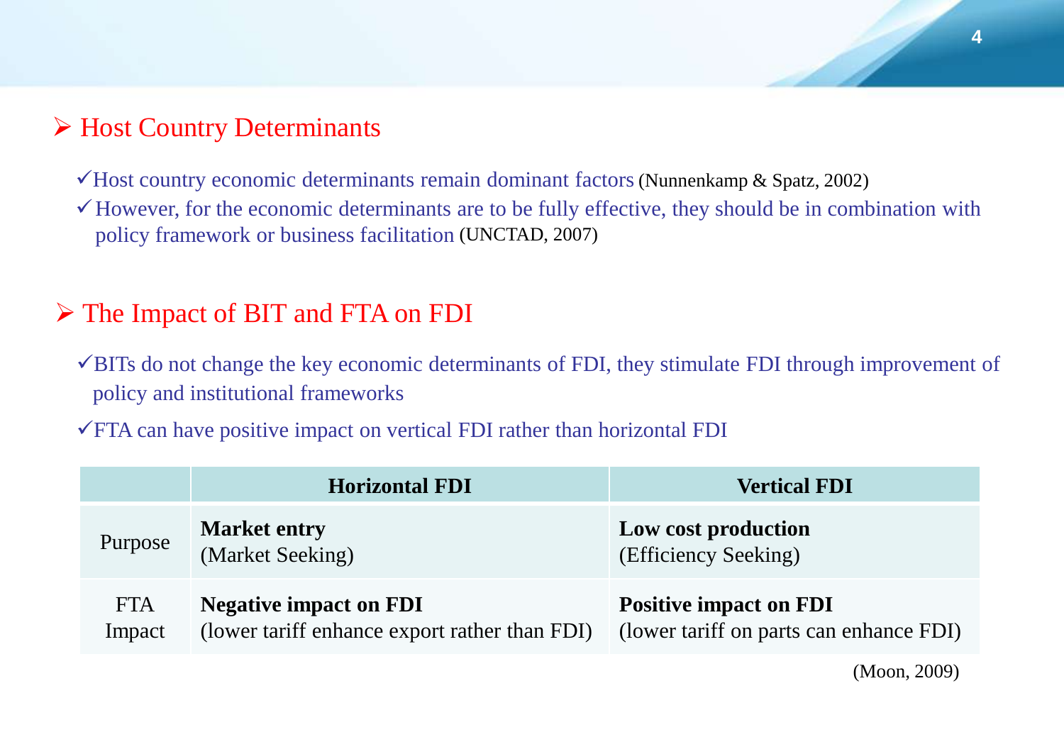## Host Country Determinants

- ✓Host country economic determinants remain dominant factors (Nunnenkamp & Spatz, 2002)
- ✓However, for the economic determinants are to be fully effective, they should be in combination with policy framework or business facilitation (UNCTAD, 2007)

## The Impact of BIT and FTA on FDI

- ✓BITs do not change the key economic determinants of FDI, they stimulate FDI through improvement of policy and institutional frameworks
- ✓FTA can have positive impact on vertical FDI rather than horizontal FDI

| | Horizontal FDI | Vertical FDI |
|---|---|---|
| Purpose | **Market entry** (Market Seeking) | **Low cost production** (Efficiency Seeking) |
| FTA Impact | **Negative impact on FDI** (lower tariff enhance export rather than FDI) | **Positive impact on FDI** (lower tariff on parts can enhance FDI) |

(Moon, 2009)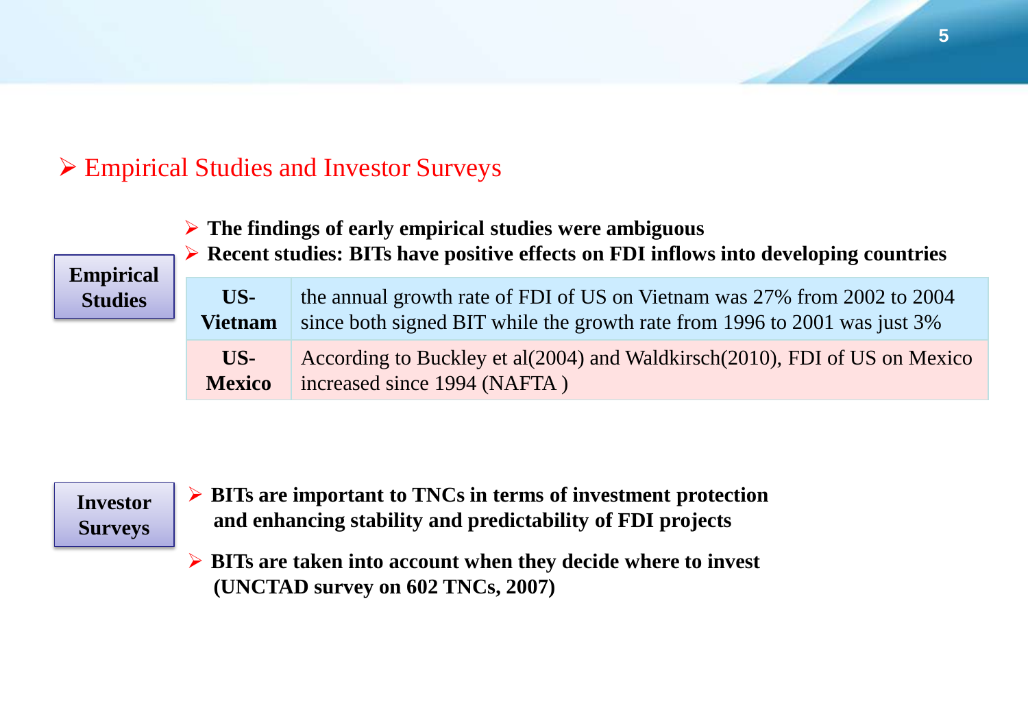## Empirical Studies and Investor Surveys

**Empirical Studies**

- **The findings of early empirical studies were ambiguous**
- **Recent studies: BITs have positive effects on FDI inflows into developing countries**

| | |
|---|---|
| **US-Vietnam** | the annual growth rate of FDI of US on Vietnam was 27% from 2002 to 2004 since both signed BIT while the growth rate from 1996 to 2001 was just 3% |
| **US-Mexico** | According to Buckley et al(2004) and Waldkirsch(2010), FDI of US on Mexico increased since 1994 (NAFTA ) |

**Investor Surveys**

- **BITs are important to TNCs in terms of investment protection and enhancing stability and predictability of FDI projects**
- **BITs are taken into account when they decide where to invest (UNCTAD survey on 602 TNCs, 2007)**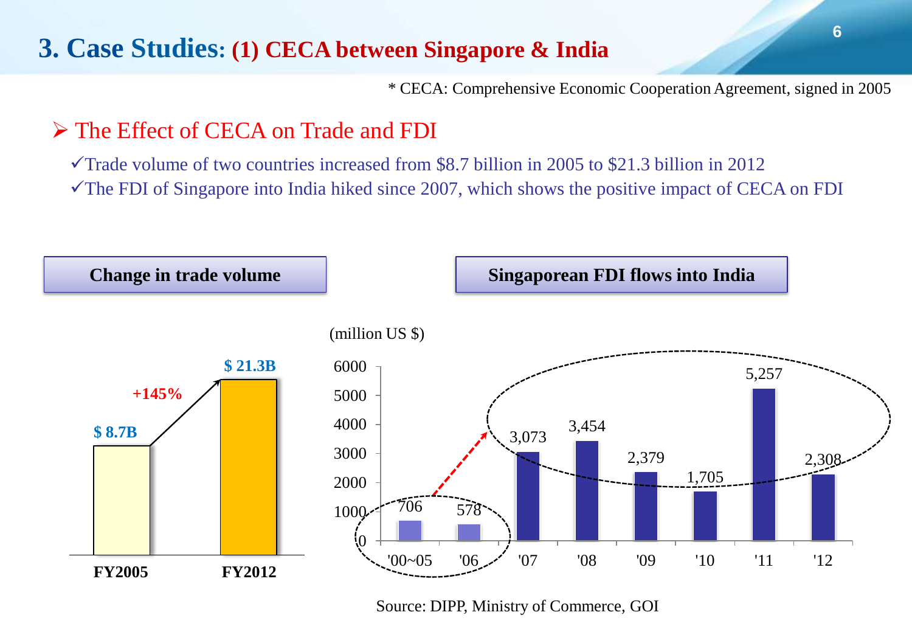# 3. Case Studies: (1) CECA between Singapore & India

\* CECA: Comprehensive Economic Cooperation Agreement, signed in 2005

## ➢ The Effect of CECA on Trade and FDI

- ✓Trade volume of two countries increased from $8.7 billion in 2005 to $21.3 billion in 2012
- ✓The FDI of Singapore into India hiked since 2007, which shows the positive impact of CECA on FDI

**Change in trade volume**

| | FY2005 | FY2012 |
|---|---|---|
| Trade volume | $ 8.7B | $ 21.3B |

+145%

**Singaporean FDI flows into India**

(million US $)

| '00~05 | '06 | '07 | '08 | '09 | '10 | '11 | '12 |
|---|---|---|---|---|---|---|---|
| 706 | 578 | 3,073 | 3,454 | 2,379 | 1,705 | 5,257 | 2,308 |

Source: DIPP, Ministry of Commerce, GOI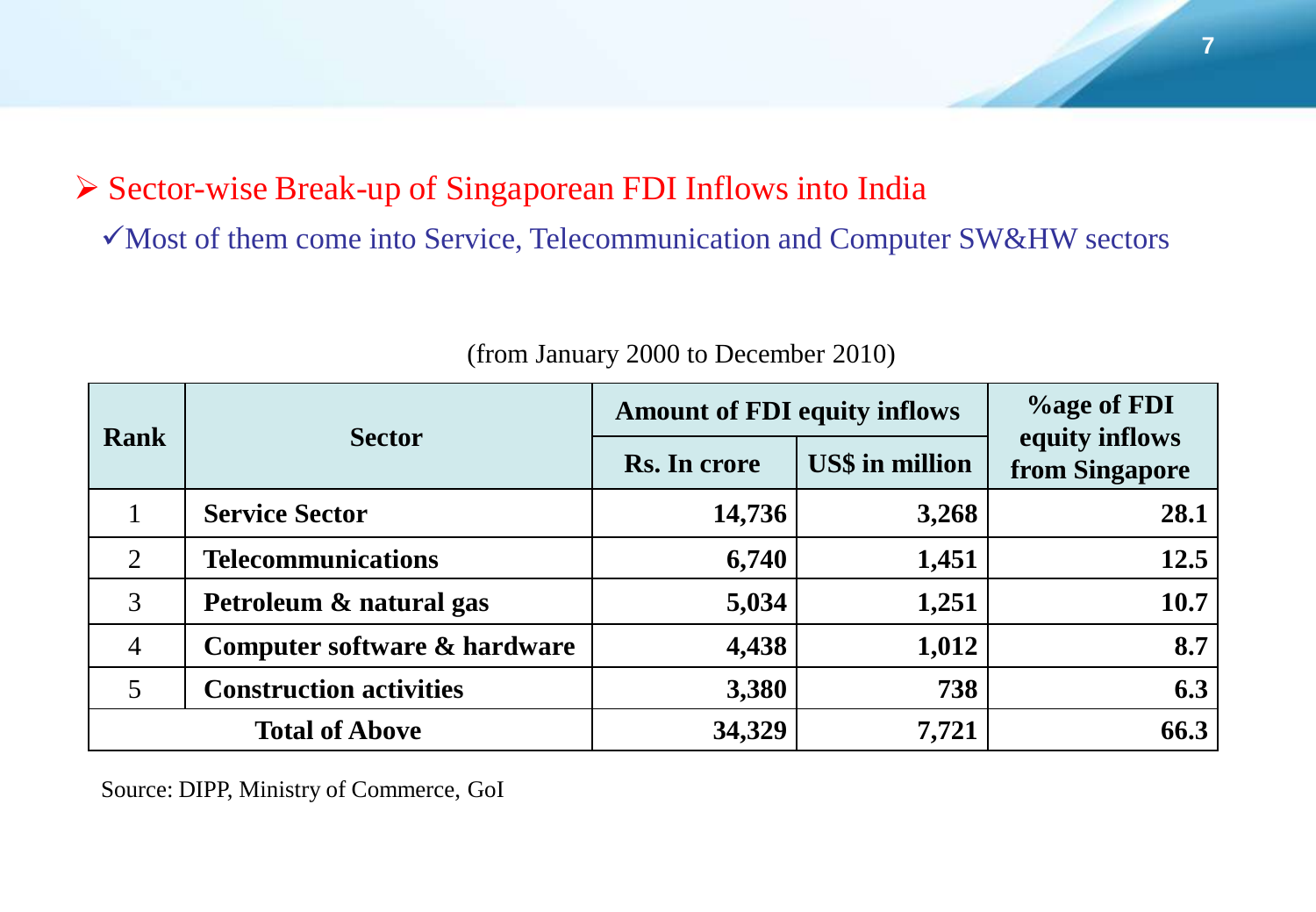## ➢ Sector-wise Break-up of Singaporean FDI Inflows into India

✓Most of them come into Service, Telecommunication and Computer SW&HW sectors

(from January 2000 to December 2010)

| Rank | Sector | Amount of FDI equity inflows | | %age of FDI equity inflows from Singapore |
|---|---|---|---|---|
| | | Rs. In crore | US$ in million | |
| 1 | **Service Sector** | **14,736** | **3,268** | **28.1** |
| 2 | **Telecommunications** | **6,740** | **1,451** | **12.5** |
| 3 | **Petroleum & natural gas** | **5,034** | **1,251** | **10.7** |
| 4 | **Computer software & hardware** | **4,438** | **1,012** | **8.7** |
| 5 | **Construction activities** | **3,380** | **738** | **6.3** |
| **Total of Above** | | **34,329** | **7,721** | **66.3** |

Source: DIPP, Ministry of Commerce, GoI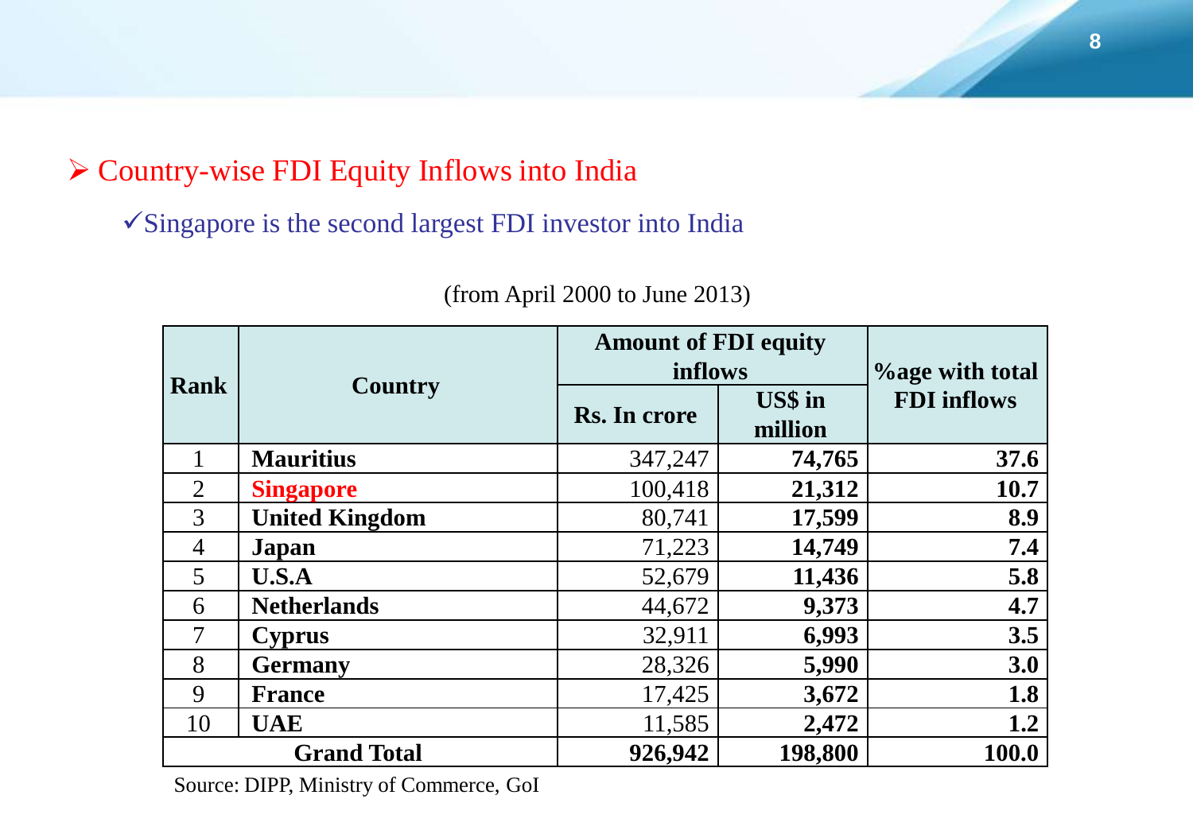## ➢ Country-wise FDI Equity Inflows into India

✓Singapore is the second largest FDI investor into India

(from April 2000 to June 2013)

| Rank | Country | Amount of FDI equity inflows | | %age with total FDI inflows |
|---|---|---|---|---|
| | | Rs. In crore | US$ in million | |
| 1 | **Mauritius** | 347,247 | **74,765** | **37.6** |
| 2 | **Singapore** | 100,418 | **21,312** | **10.7** |
| 3 | **United Kingdom** | 80,741 | **17,599** | **8.9** |
| 4 | **Japan** | 71,223 | **14,749** | **7.4** |
| 5 | **U.S.A** | 52,679 | **11,436** | **5.8** |
| 6 | **Netherlands** | 44,672 | **9,373** | **4.7** |
| 7 | **Cyprus** | 32,911 | **6,993** | **3.5** |
| 8 | **Germany** | 28,326 | **5,990** | **3.0** |
| 9 | **France** | 17,425 | **3,672** | **1.8** |
| 10 | **UAE** | 11,585 | **2,472** | **1.2** |
| **Grand Total** | | **926,942** | **198,800** | **100.0** |

Source: DIPP, Ministry of Commerce, GoI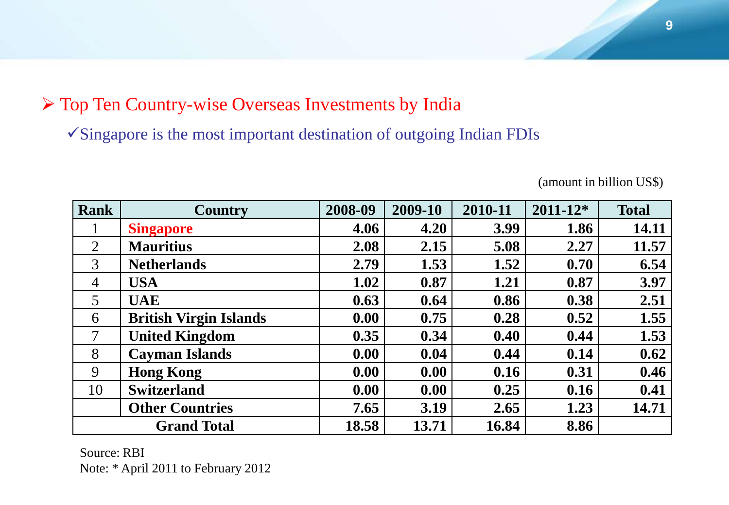- Top Ten Country-wise Overseas Investments by India
  - ✓Singapore is the most important destination of outgoing Indian FDIs

(amount in billion US$)

| Rank | Country | 2008-09 | 2009-10 | 2010-11 | 2011-12* | Total |
|---|---|---|---|---|---|---|
| 1 | **Singapore** | **4.06** | **4.20** | **3.99** | **1.86** | **14.11** |
| 2 | **Mauritius** | **2.08** | **2.15** | **5.08** | **2.27** | **11.57** |
| 3 | **Netherlands** | **2.79** | **1.53** | **1.52** | **0.70** | **6.54** |
| 4 | **USA** | **1.02** | **0.87** | **1.21** | **0.87** | **3.97** |
| 5 | **UAE** | **0.63** | **0.64** | **0.86** | **0.38** | **2.51** |
| 6 | **British Virgin Islands** | **0.00** | **0.75** | **0.28** | **0.52** | **1.55** |
| 7 | **United Kingdom** | **0.35** | **0.34** | **0.40** | **0.44** | **1.53** |
| 8 | **Cayman Islands** | **0.00** | **0.04** | **0.44** | **0.14** | **0.62** |
| 9 | **Hong Kong** | **0.00** | **0.00** | **0.16** | **0.31** | **0.46** |
| 10 | **Switzerland** | **0.00** | **0.00** | **0.25** | **0.16** | **0.41** |
| | **Other Countries** | **7.65** | **3.19** | **2.65** | **1.23** | **14.71** |
| **Grand Total** | | **18.58** | **13.71** | **16.84** | **8.86** | |

Source: RBI

Note: * April 2011 to February 2012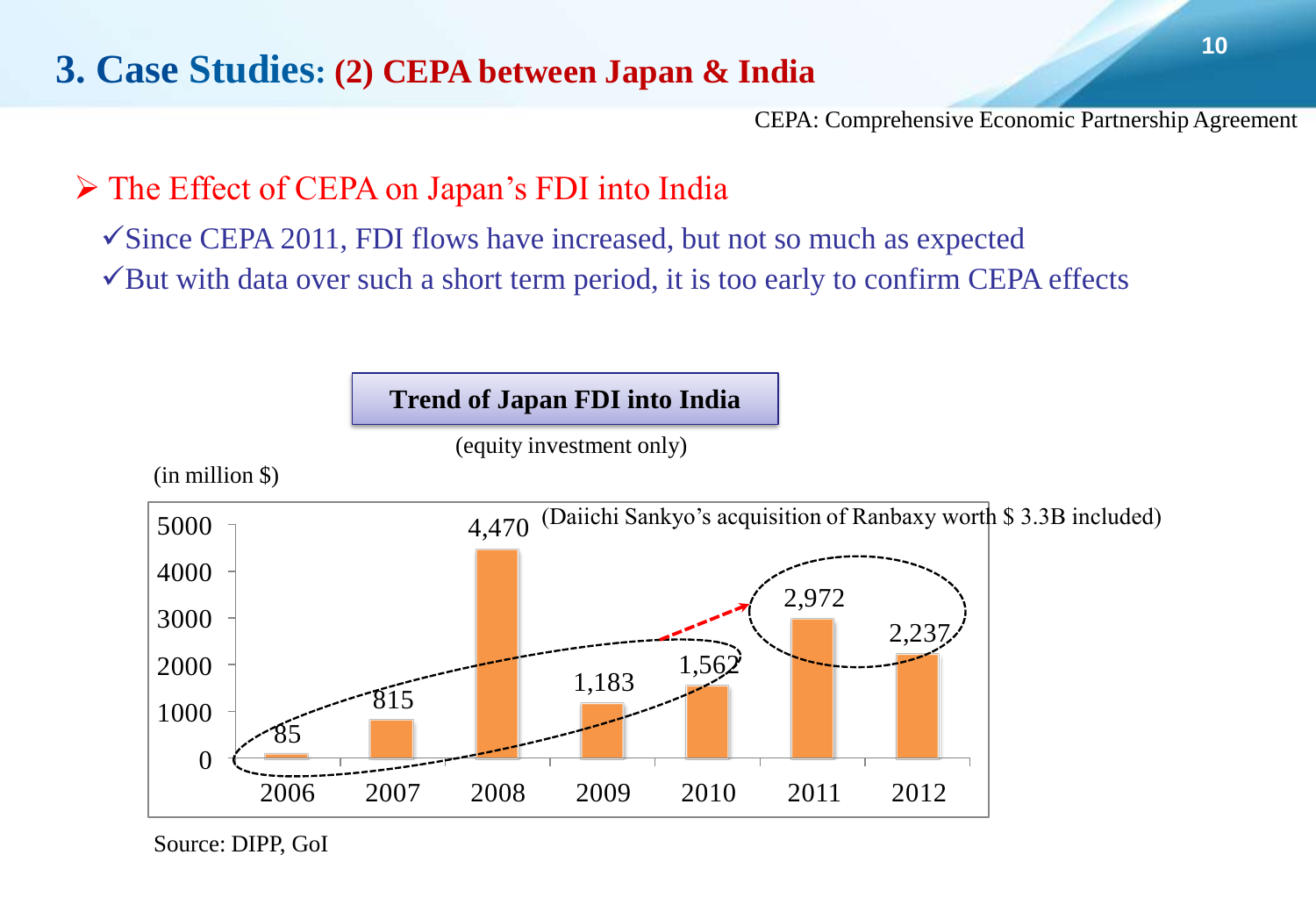# 3. Case Studies: (2) CEPA between Japan & India

CEPA: Comprehensive Economic Partnership Agreement

- The Effect of CEPA on Japan's FDI into India
  - ✓Since CEPA 2011, FDI flows have increased, but not so much as expected
  - ✓But with data over such a short term period, it is too early to confirm CEPA effects

**Trend of Japan FDI into India**

(equity investment only)

(in million $)

| Year | FDI |
|---|---|
| 2006 | 85 |
| 2007 | 815 |
| 2008 | 4,470 |
| 2009 | 1,183 |
| 2010 | 1,562 |
| 2011 | 2,972 |
| 2012 | 2,237 |

(Daiichi Sankyo's acquisition of Ranbaxy worth $ 3.3B included)

Source: DIPP, GoI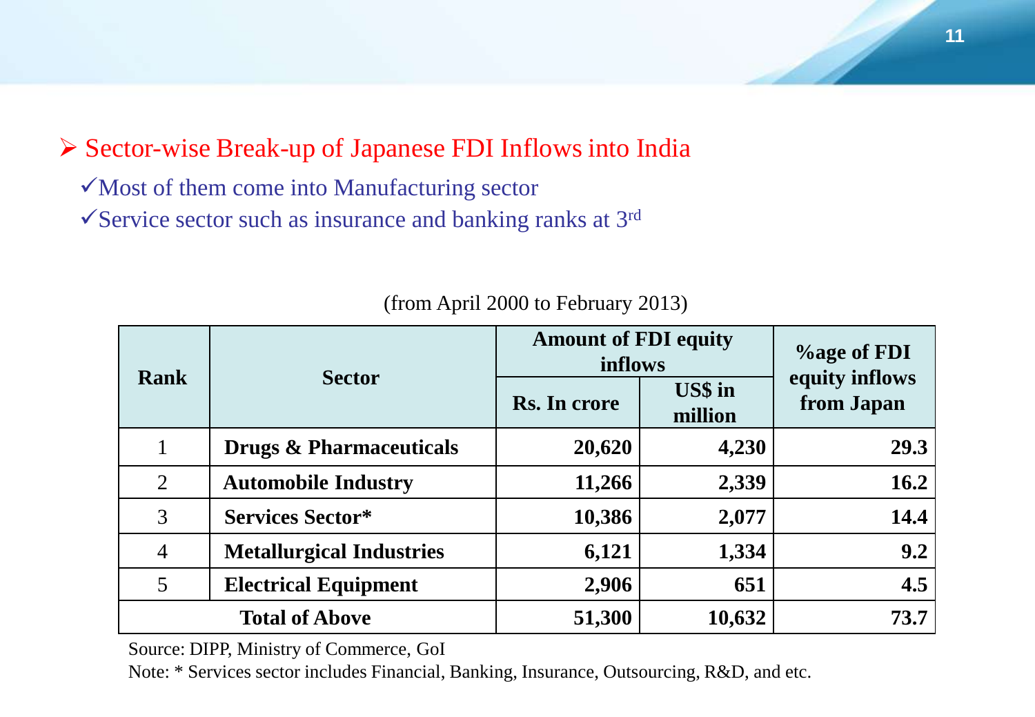## ➢ Sector-wise Break-up of Japanese FDI Inflows into India

- ✓Most of them come into Manufacturing sector
- ✓Service sector such as insurance and banking ranks at 3rd

(from April 2000 to February 2013)

| Rank | Sector | Amount of FDI equity inflows | | %age of FDI equity inflows from Japan |
|---|---|---|---|---|
| | | Rs. In crore | US$ in million | |
| 1 | **Drugs & Pharmaceuticals** | **20,620** | **4,230** | **29.3** |
| 2 | **Automobile Industry** | **11,266** | **2,339** | **16.2** |
| 3 | **Services Sector*** | **10,386** | **2,077** | **14.4** |
| 4 | **Metallurgical Industries** | **6,121** | **1,334** | **9.2** |
| 5 | **Electrical Equipment** | **2,906** | **651** | **4.5** |
| **Total of Above** | | **51,300** | **10,632** | **73.7** |

Source: DIPP, Ministry of Commerce, GoI

Note: * Services sector includes Financial, Banking, Insurance, Outsourcing, R&D, and etc.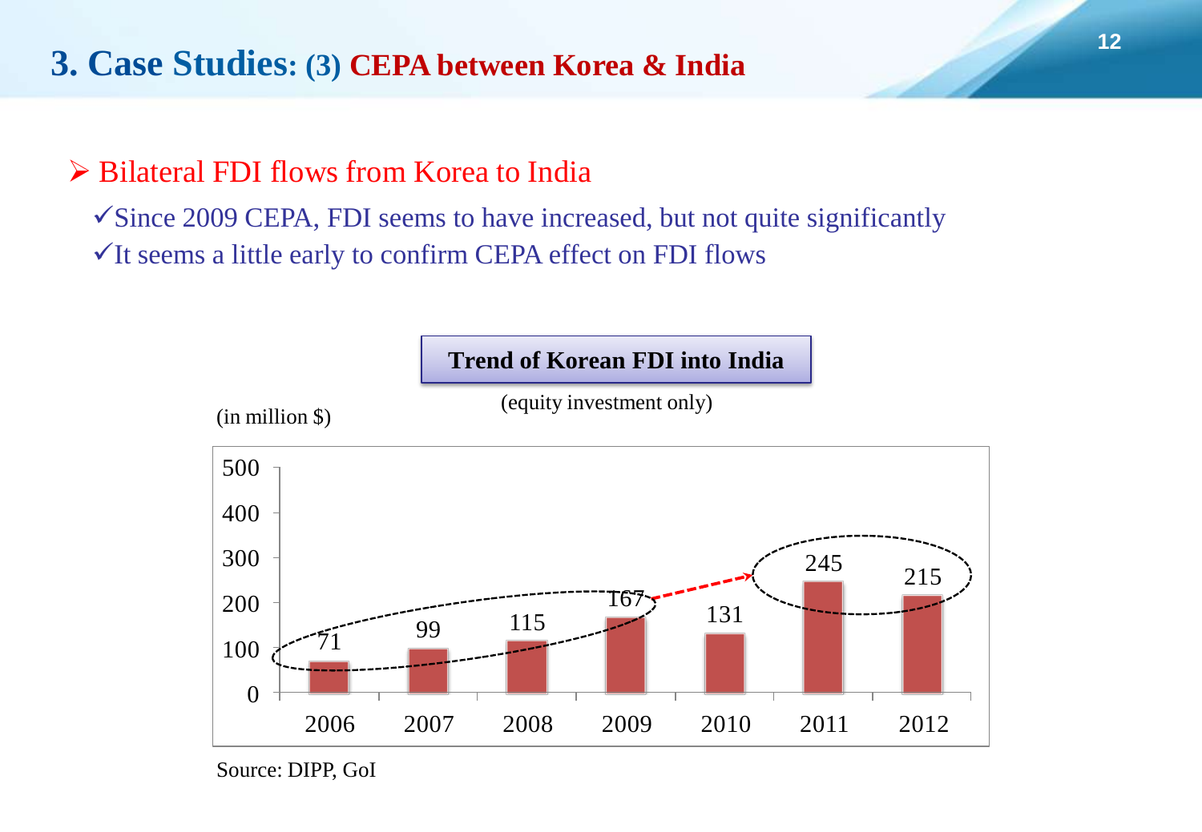# 3. Case Studies: (3) CEPA between Korea & India

- Bilateral FDI flows from Korea to India
  - ✓Since 2009 CEPA, FDI seems to have increased, but not quite significantly
  - ✓It seems a little early to confirm CEPA effect on FDI flows

**Trend of Korean FDI into India**

(equity investment only)

(in million $)

| Year | FDI |
|---|---|
| 2006 | 71 |
| 2007 | 99 |
| 2008 | 115 |
| 2009 | 167 |
| 2010 | 131 |
| 2011 | 245 |
| 2012 | 215 |

Source: DIPP, GoI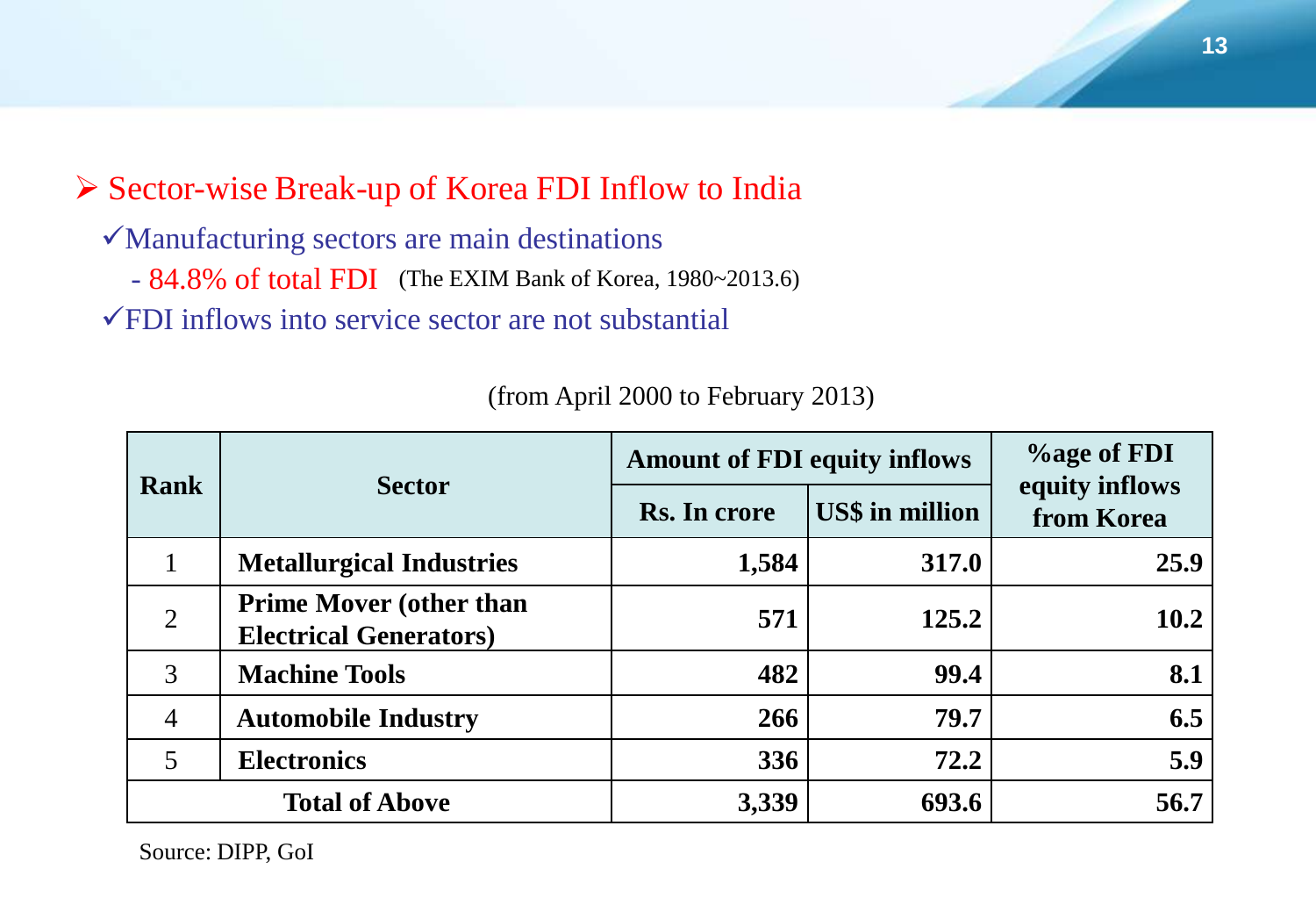## ➢ Sector-wise Break-up of Korea FDI Inflow to India

✓Manufacturing sectors are main destinations

- 84.8% of total FDI (The EXIM Bank of Korea, 1980~2013.6)

✓FDI inflows into service sector are not substantial

(from April 2000 to February 2013)

| Rank | Sector | Amount of FDI equity inflows | | %age of FDI equity inflows from Korea |
|---|---|---|---|---|
| | | Rs. In crore | US$ in million | |
| 1 | **Metallurgical Industries** | **1,584** | **317.0** | **25.9** |
| 2 | **Prime Mover (other than Electrical Generators)** | **571** | **125.2** | **10.2** |
| 3 | **Machine Tools** | **482** | **99.4** | **8.1** |
| 4 | **Automobile Industry** | **266** | **79.7** | **6.5** |
| 5 | **Electronics** | **336** | **72.2** | **5.9** |
| **Total of Above** | | **3,339** | **693.6** | **56.7** |

Source: DIPP, GoI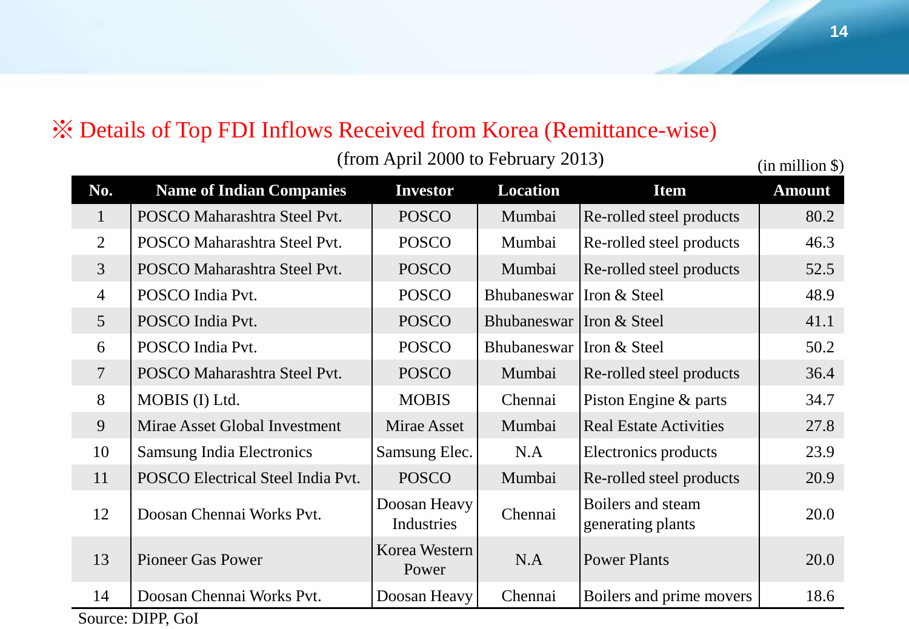## ※ Details of Top FDI Inflows Received from Korea (Remittance-wise)

(from April 2000 to February 2013)

(in million $)

| No. | Name of Indian Companies | Investor | Location | Item | Amount |
|---|---|---|---|---|---|
| 1 | POSCO Maharashtra Steel Pvt. | POSCO | Mumbai | Re-rolled steel products | 80.2 |
| 2 | POSCO Maharashtra Steel Pvt. | POSCO | Mumbai | Re-rolled steel products | 46.3 |
| 3 | POSCO Maharashtra Steel Pvt. | POSCO | Mumbai | Re-rolled steel products | 52.5 |
| 4 | POSCO India Pvt. | POSCO | Bhubaneswar | Iron & Steel | 48.9 |
| 5 | POSCO India Pvt. | POSCO | Bhubaneswar | Iron & Steel | 41.1 |
| 6 | POSCO India Pvt. | POSCO | Bhubaneswar | Iron & Steel | 50.2 |
| 7 | POSCO Maharashtra Steel Pvt. | POSCO | Mumbai | Re-rolled steel products | 36.4 |
| 8 | MOBIS (I) Ltd. | MOBIS | Chennai | Piston Engine & parts | 34.7 |
| 9 | Mirae Asset Global Investment | Mirae Asset | Mumbai | Real Estate Activities | 27.8 |
| 10 | Samsung India Electronics | Samsung Elec. | N.A | Electronics products | 23.9 |
| 11 | POSCO Electrical Steel India Pvt. | POSCO | Mumbai | Re-rolled steel products | 20.9 |
| 12 | Doosan Chennai Works Pvt. | Doosan Heavy Industries | Chennai | Boilers and steam generating plants | 20.0 |
| 13 | Pioneer Gas Power | Korea Western Power | N.A | Power Plants | 20.0 |
| 14 | Doosan Chennai Works Pvt. | Doosan Heavy | Chennai | Boilers and prime movers | 18.6 |

Source: DIPP, GoI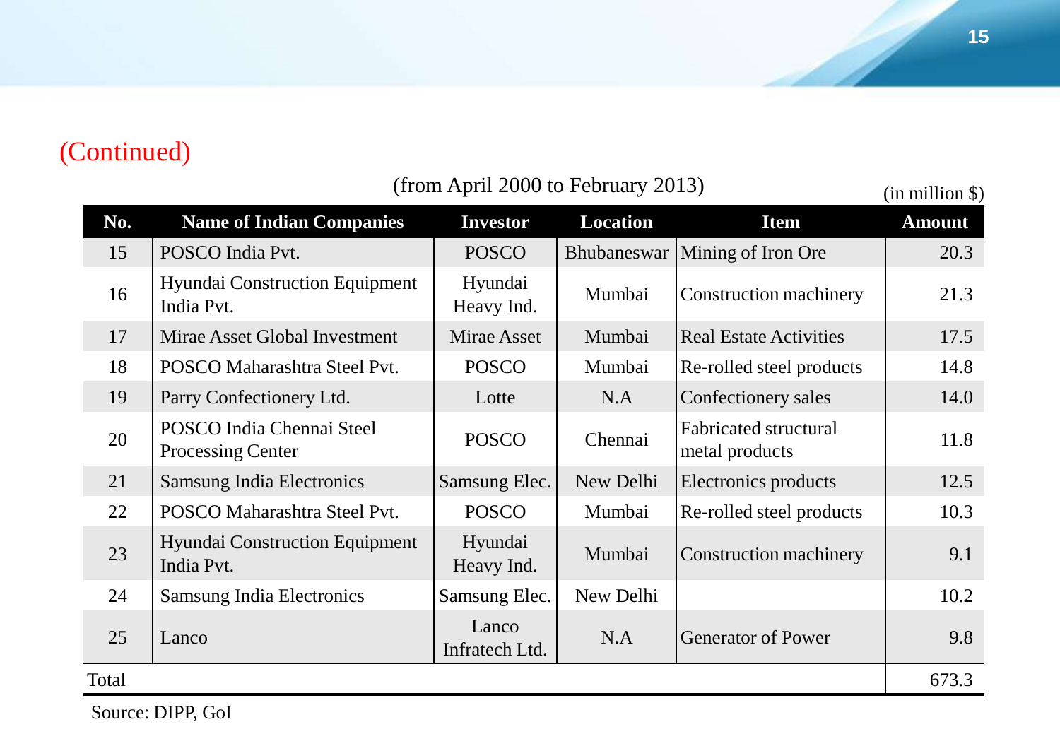(Continued)

(from April 2000 to February 2013)

(in million $)

| No. | Name of Indian Companies | Investor | Location | Item | Amount |
|---|---|---|---|---|---|
| 15 | POSCO India Pvt. | POSCO | Bhubaneswar | Mining of Iron Ore | 20.3 |
| 16 | Hyundai Construction Equipment India Pvt. | Hyundai Heavy Ind. | Mumbai | Construction machinery | 21.3 |
| 17 | Mirae Asset Global Investment | Mirae Asset | Mumbai | Real Estate Activities | 17.5 |
| 18 | POSCO Maharashtra Steel Pvt. | POSCO | Mumbai | Re-rolled steel products | 14.8 |
| 19 | Parry Confectionery Ltd. | Lotte | N.A | Confectionery sales | 14.0 |
| 20 | POSCO India Chennai Steel Processing Center | POSCO | Chennai | Fabricated structural metal products | 11.8 |
| 21 | Samsung India Electronics | Samsung Elec. | New Delhi | Electronics products | 12.5 |
| 22 | POSCO Maharashtra Steel Pvt. | POSCO | Mumbai | Re-rolled steel products | 10.3 |
| 23 | Hyundai Construction Equipment India Pvt. | Hyundai Heavy Ind. | Mumbai | Construction machinery | 9.1 |
| 24 | Samsung India Electronics | Samsung Elec. | New Delhi | | 10.2 |
| 25 | Lanco | Lanco Infratech Ltd. | N.A | Generator of Power | 9.8 |
| Total | | | | | 673.3 |

Source: DIPP, GoI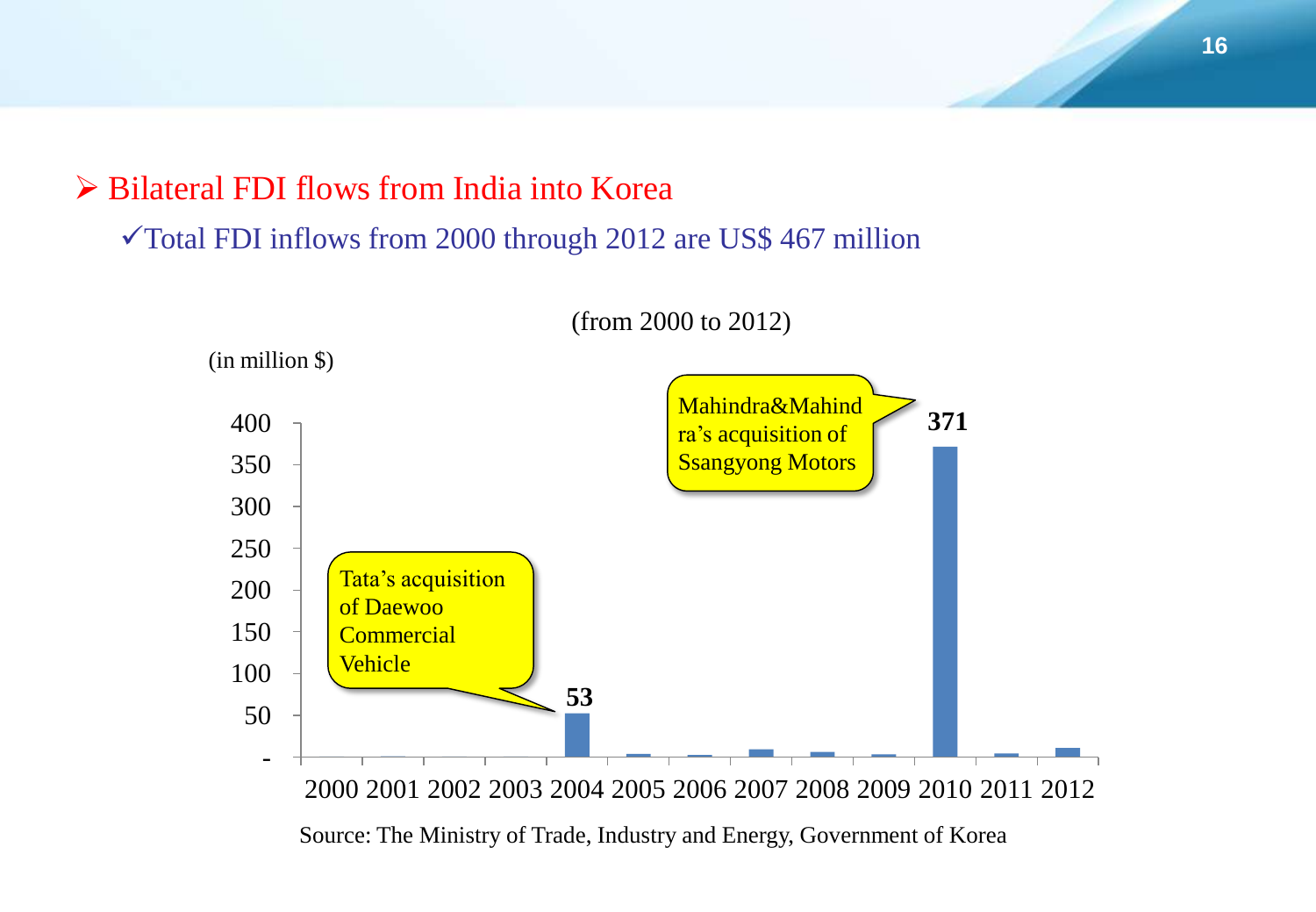- Bilateral FDI flows from India into Korea
  - ✓Total FDI inflows from 2000 through 2012 are US$ 467 million

(from 2000 to 2012)

(in million $)

Tata's acquisition of Daewoo Commercial Vehicle

Mahindra&Mahindra's acquisition of Ssangyong Motors

| Year | 2000 | 2001 | 2002 | 2003 | 2004 | 2005 | 2006 | 2007 | 2008 | 2009 | 2010 | 2011 | 2012 |
|---|---|---|---|---|---|---|---|---|---|---|---|---|---|
| FDI (million $) | | | | | 53 | | | | | | 371 | | |

Source: The Ministry of Trade, Industry and Energy, Government of Korea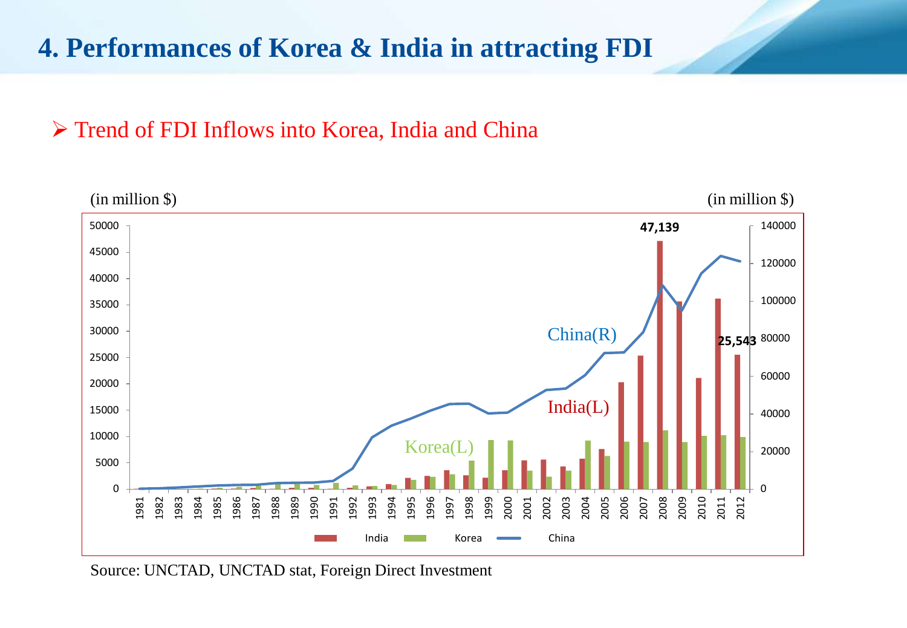# 4. Performances of Korea & India in attracting FDI

- Trend of FDI Inflows into Korea, India and China

(in million $) (in million $)

Source: UNCTAD, UNCTAD stat, Foreign Direct Investment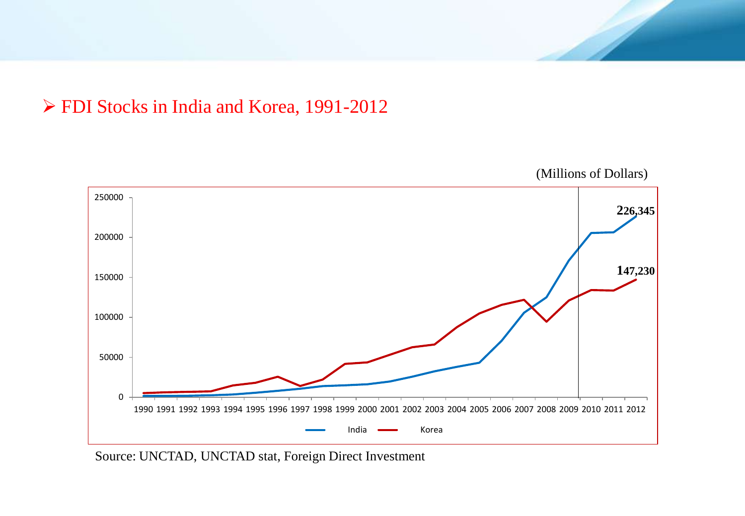- FDI Stocks in India and Korea, 1991-2012

(Millions of Dollars)

Source: UNCTAD, UNCTAD stat, Foreign Direct Investment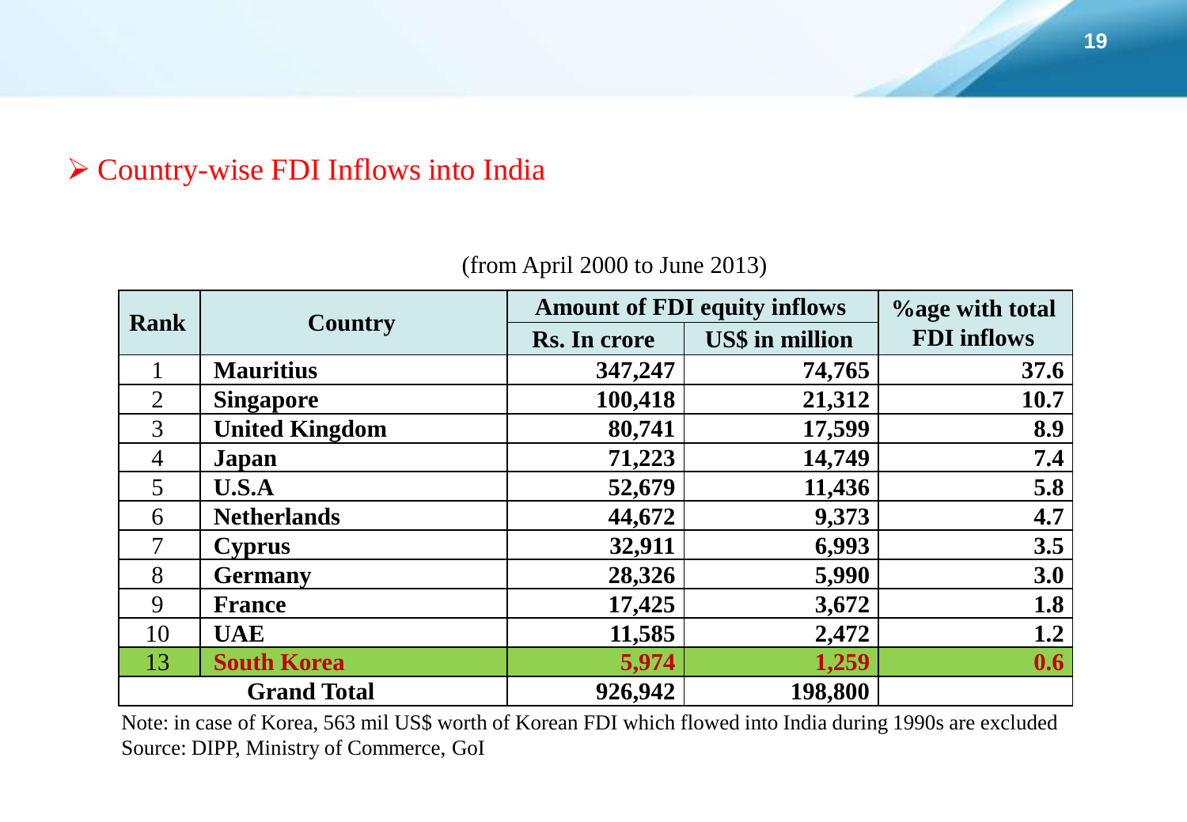## ➢ Country-wise FDI Inflows into India

(from April 2000 to June 2013)

| Rank | Country | Amount of FDI equity inflows | | %age with total FDI inflows |
|---|---|---|---|---|
| | | Rs. In crore | US$ in million | |
| 1 | **Mauritius** | **347,247** | **74,765** | **37.6** |
| 2 | **Singapore** | **100,418** | **21,312** | **10.7** |
| 3 | **United Kingdom** | **80,741** | **17,599** | **8.9** |
| 4 | **Japan** | **71,223** | **14,749** | **7.4** |
| 5 | **U.S.A** | **52,679** | **11,436** | **5.8** |
| 6 | **Netherlands** | **44,672** | **9,373** | **4.7** |
| 7 | **Cyprus** | **32,911** | **6,993** | **3.5** |
| 8 | **Germany** | **28,326** | **5,990** | **3.0** |
| 9 | **France** | **17,425** | **3,672** | **1.8** |
| 10 | **UAE** | **11,585** | **2,472** | **1.2** |
| 13 | **South Korea** | **5,974** | **1,259** | **0.6** |
| **Grand Total** | | **926,942** | **198,800** | |

Note: in case of Korea, 563 mil US$ worth of Korean FDI which flowed into India during 1990s are excluded
Source: DIPP, Ministry of Commerce, GoI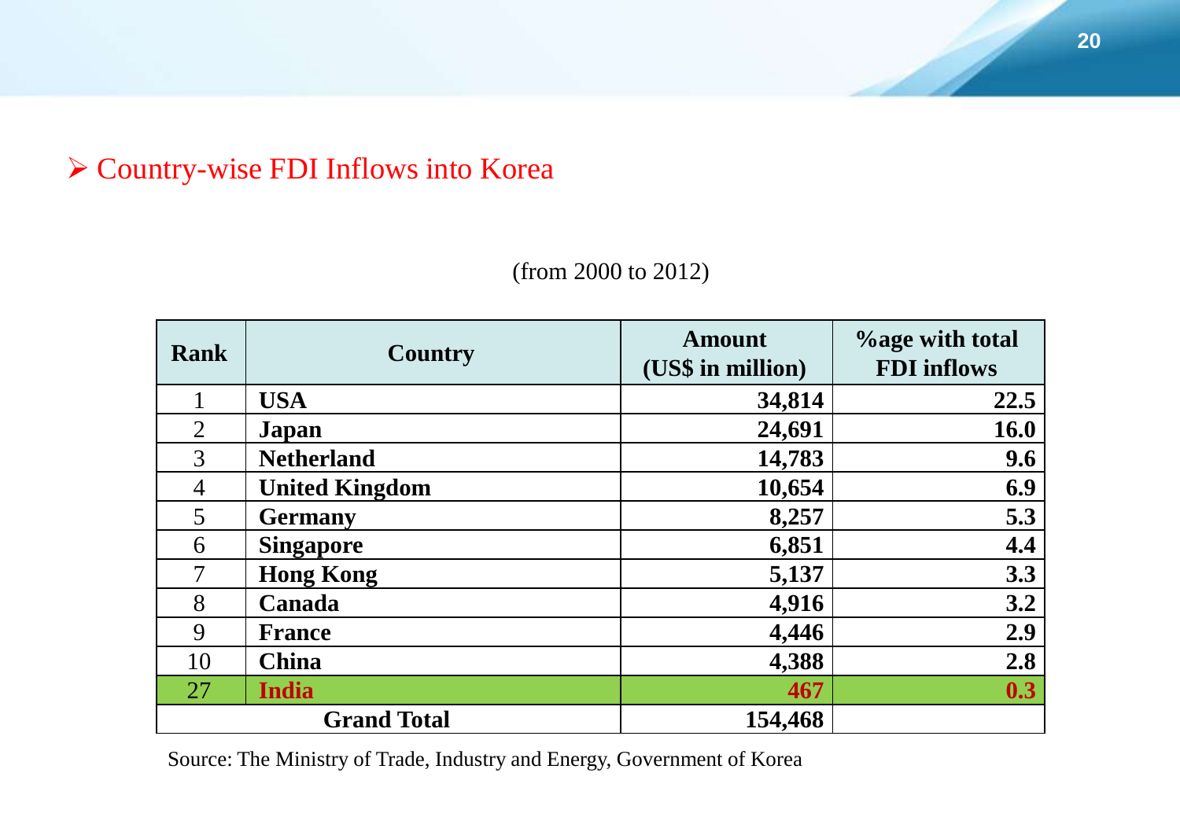- Country-wise FDI Inflows into Korea

(from 2000 to 2012)

| Rank | Country | Amount (US$ in million) | %age with total FDI inflows |
|---|---|---|---|
| 1 | **USA** | **34,814** | **22.5** |
| 2 | **Japan** | **24,691** | **16.0** |
| 3 | **Netherland** | **14,783** | **9.6** |
| 4 | **United Kingdom** | **10,654** | **6.9** |
| 5 | **Germany** | **8,257** | **5.3** |
| 6 | **Singapore** | **6,851** | **4.4** |
| 7 | **Hong Kong** | **5,137** | **3.3** |
| 8 | **Canada** | **4,916** | **3.2** |
| 9 | **France** | **4,446** | **2.9** |
| 10 | **China** | **4,388** | **2.8** |
| 27 | **India** | **467** | **0.3** |
| **Grand Total** | | **154,468** | |

Source: The Ministry of Trade, Industry and Energy, Government of Korea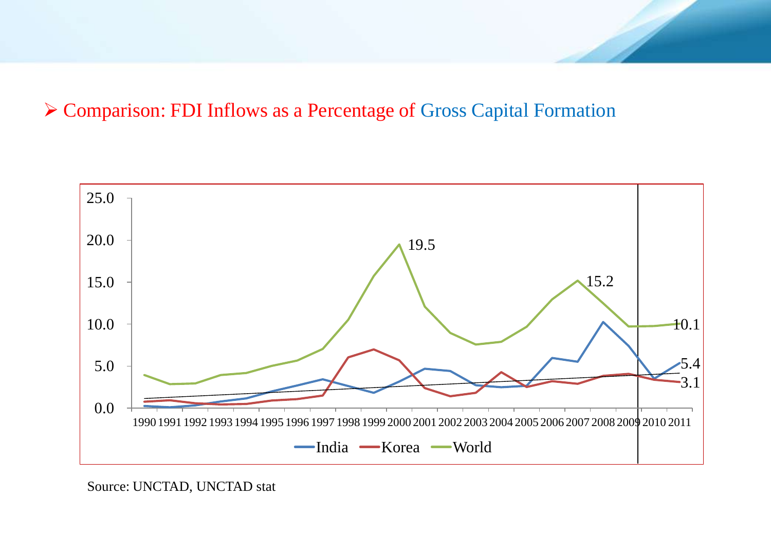- Comparison: FDI Inflows as a Percentage of Gross Capital Formation

Source: UNCTAD, UNCTAD stat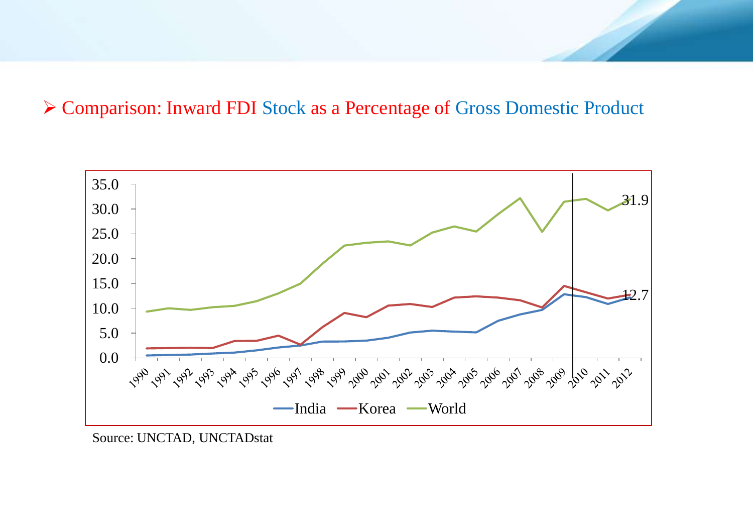## ➢ Comparison: Inward FDI Stock as a Percentage of Gross Domestic Product

Source: UNCTAD, UNCTADstat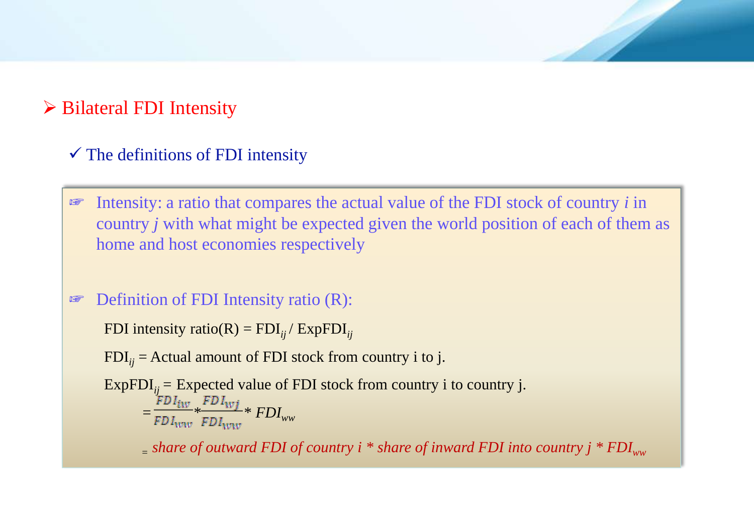## Bilateral FDI Intensity

### The definitions of FDI intensity

- Intensity: a ratio that compares the actual value of the FDI stock of country *i* in country *j* with what might be expected given the world position of each of them as home and host economies respectively

- Definition of FDI Intensity ratio (R):

  FDI intensity ratio(R) = $FDI_{ij}$ / $ExpFDI_{ij}$

  $FDI_{ij}$ = Actual amount of FDI stock from country i to j.

  $ExpFDI_{ij}$ = Expected value of FDI stock from country i to country j.

  $$= \frac{FDI_{iw}}{FDI_{ww}} * \frac{FDI_{wj}}{FDI_{ww}} * FDI_{ww}$$

  = *share of outward FDI of country i * share of inward FDI into country j * $FDI_{ww}$*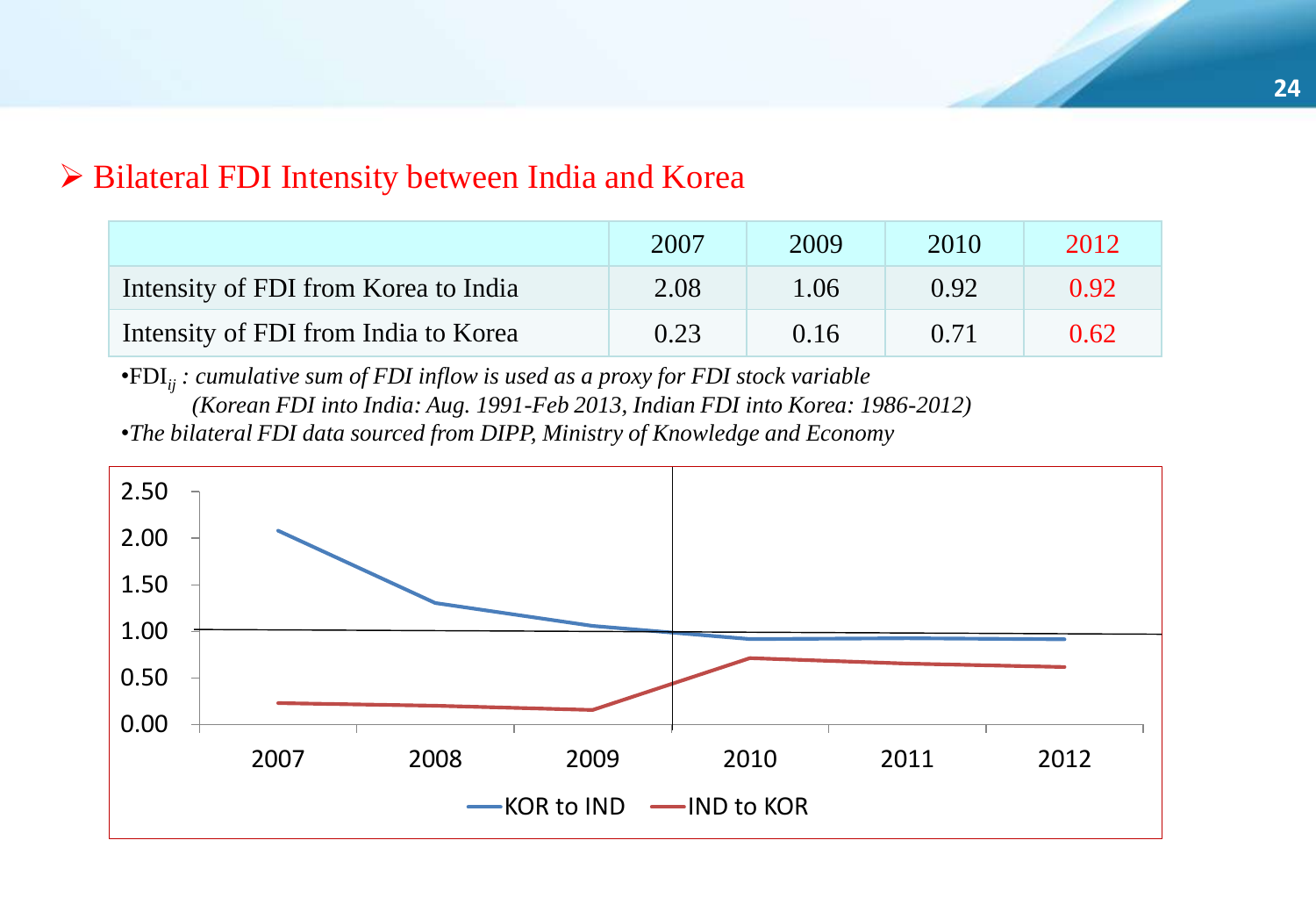## ➢ Bilateral FDI Intensity between India and Korea

| | 2007 | 2009 | 2010 | 2012 |
|---|---|---|---|---|
| Intensity of FDI from Korea to India | 2.08 | 1.06 | 0.92 | 0.92 |
| Intensity of FDI from India to Korea | 0.23 | 0.16 | 0.71 | 0.62 |

•$FDI_{ij}$ : *cumulative sum of FDI inflow is used as a proxy for FDI stock variable*
*(Korean FDI into India: Aug. 1991-Feb 2013, Indian FDI into Korea: 1986-2012)*

•*The bilateral FDI data sourced from DIPP, Ministry of Knowledge and Economy*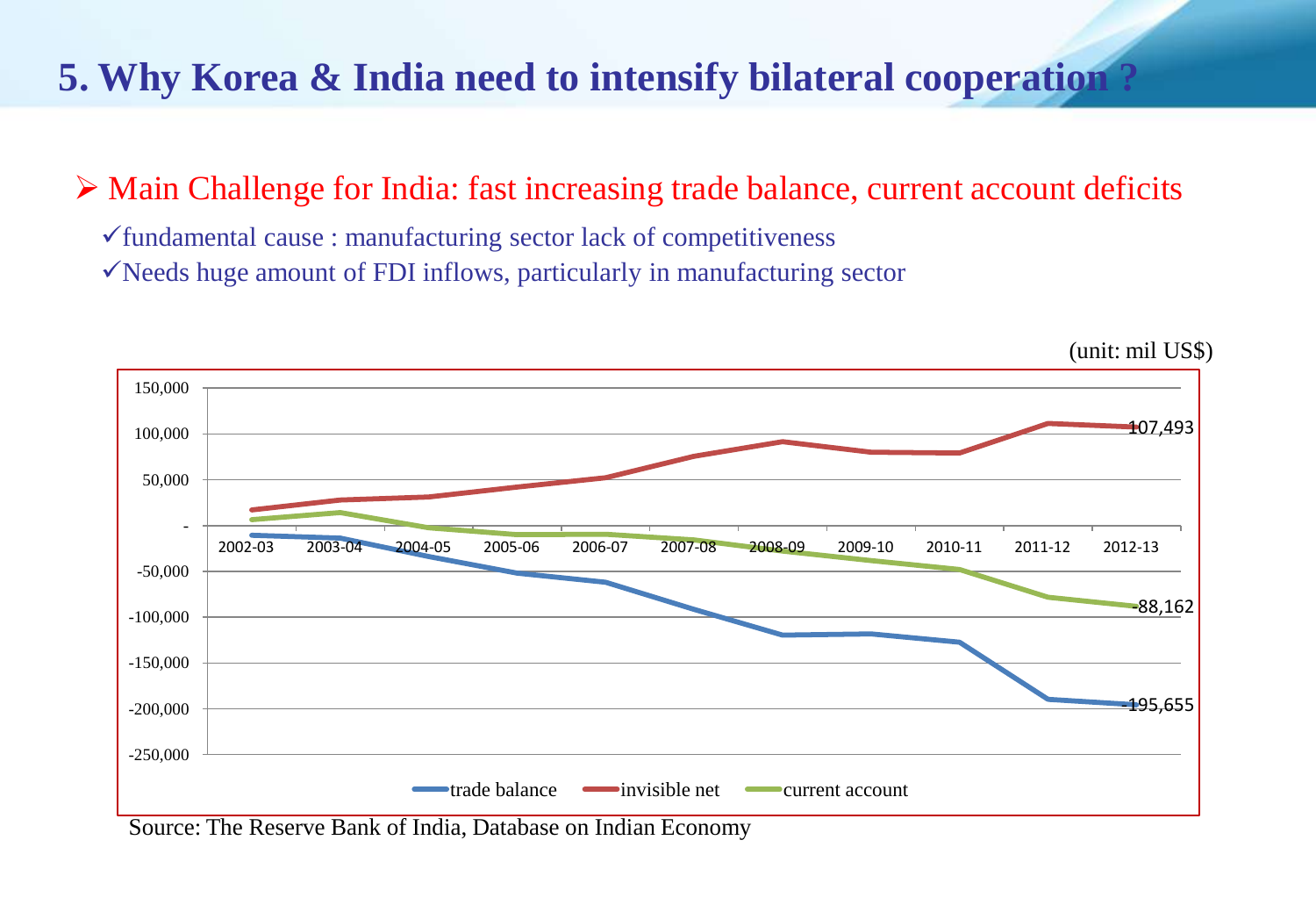## 5. Why Korea & India need to intensify bilateral cooperation ?

- Main Challenge for India: fast increasing trade balance, current account deficits
  - ✓fundamental cause : manufacturing sector lack of competitiveness
  - ✓Needs huge amount of FDI inflows, particularly in manufacturing sector

(unit: mil US$)

Legend: trade balance, invisible net, current account

Labeled end values (2012-13): invisible net 107,493; current account -88,162; trade balance -195,655

Source: The Reserve Bank of India, Database on Indian Economy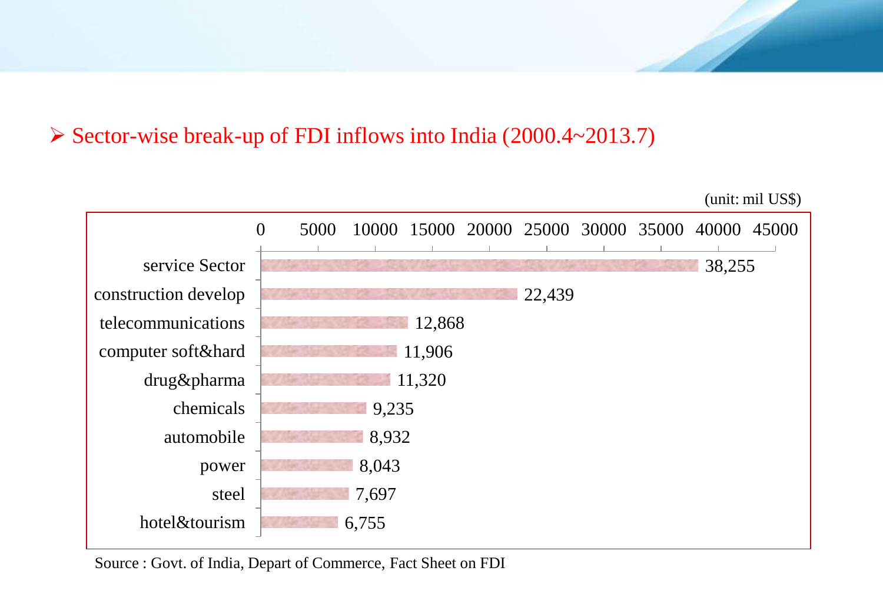- Sector-wise break-up of FDI inflows into India (2000.4~2013.7)

(unit: mil US$)

| Sector | FDI inflows |
| --- | --- |
| service Sector | 38,255 |
| construction develop | 22,439 |
| telecommunications | 12,868 |
| computer soft&hard | 11,906 |
| drug&pharma | 11,320 |
| chemicals | 9,235 |
| automobile | 8,932 |
| power | 8,043 |
| steel | 7,697 |
| hotel&tourism | 6,755 |

Source : Govt. of India, Depart of Commerce, Fact Sheet on FDI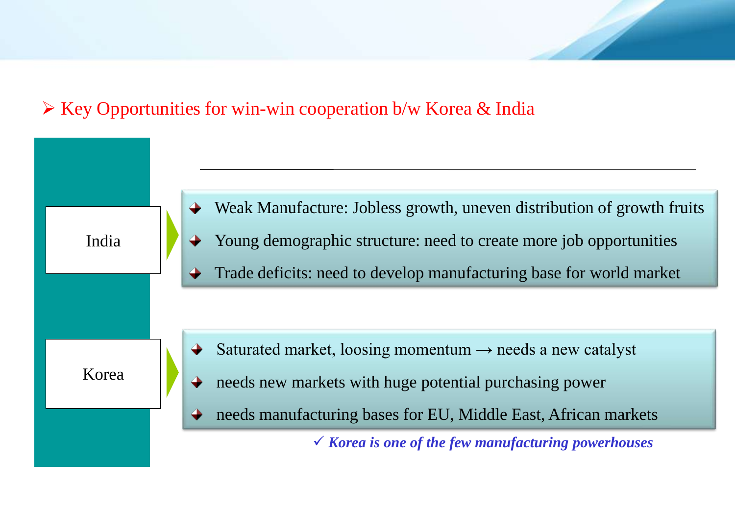## Key Opportunities for win-win cooperation b/w Korea & India

**India**

- Weak Manufacture: Jobless growth, uneven distribution of growth fruits
- Young demographic structure: need to create more job opportunities
- Trade deficits: need to develop manufacturing base for world market

**Korea**

- Saturated market, loosing momentum → needs a new catalyst
- needs new markets with huge potential purchasing power
- needs manufacturing bases for EU, Middle East, African markets

✓ ***Korea is one of the few manufacturing powerhouses***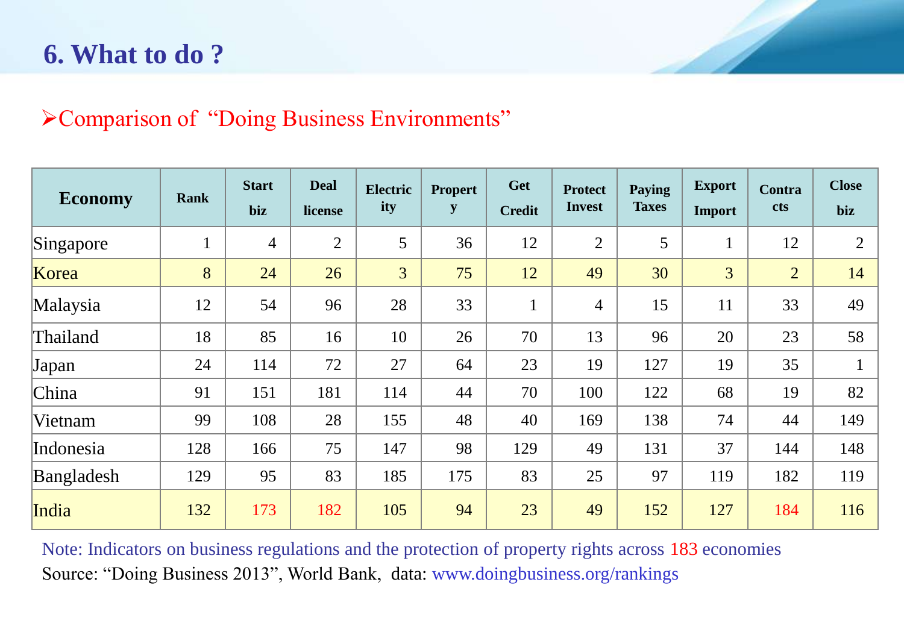# 6. What to do ?

- Comparison of “Doing Business Environments”

| Economy | Rank | Start biz | Deal license | Electricity | Property | Get Credit | Protect Invest | Paying Taxes | Export Import | Contracts | Close biz |
|---|---|---|---|---|---|---|---|---|---|---|---|
| Singapore | 1 | 4 | 2 | 5 | 36 | 12 | 2 | 5 | 1 | 12 | 2 |
| Korea | 8 | 24 | 26 | 3 | 75 | 12 | 49 | 30 | 3 | 2 | 14 |
| Malaysia | 12 | 54 | 96 | 28 | 33 | 1 | 4 | 15 | 11 | 33 | 49 |
| Thailand | 18 | 85 | 16 | 10 | 26 | 70 | 13 | 96 | 20 | 23 | 58 |
| Japan | 24 | 114 | 72 | 27 | 64 | 23 | 19 | 127 | 19 | 35 | 1 |
| China | 91 | 151 | 181 | 114 | 44 | 70 | 100 | 122 | 68 | 19 | 82 |
| Vietnam | 99 | 108 | 28 | 155 | 48 | 40 | 169 | 138 | 74 | 44 | 149 |
| Indonesia | 128 | 166 | 75 | 147 | 98 | 129 | 49 | 131 | 37 | 144 | 148 |
| Bangladesh | 129 | 95 | 83 | 185 | 175 | 83 | 25 | 97 | 119 | 182 | 119 |
| India | 132 | 173 | 182 | 105 | 94 | 23 | 49 | 152 | 127 | 184 | 116 |

Note: Indicators on business regulations and the protection of property rights across 183 economies

Source: “Doing Business 2013”, World Bank, data: www.doingbusiness.org/rankings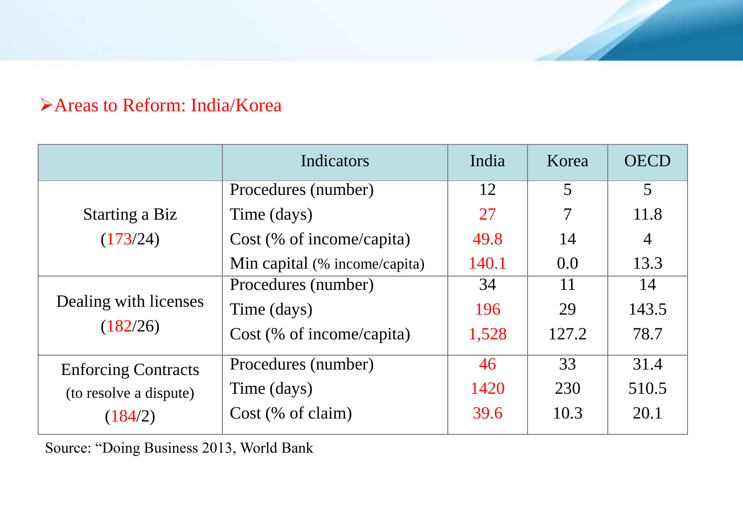## ➢Areas to Reform: India/Korea

| | Indicators | India | Korea | OECD |
|---|---|---|---|---|
| Starting a Biz (173/24) | Procedures (number) | 12 | 5 | 5 |
| | Time (days) | 27 | 7 | 11.8 |
| | Cost (% of income/capita) | 49.8 | 14 | 4 |
| | Min capital (% income/capita) | 140.1 | 0.0 | 13.3 |
| Dealing with licenses (182/26) | Procedures (number) | 34 | 11 | 14 |
| | Time (days) | 196 | 29 | 143.5 |
| | Cost (% of income/capita) | 1,528 | 127.2 | 78.7 |
| Enforcing Contracts (to resolve a dispute) (184/2) | Procedures (number) | 46 | 33 | 31.4 |
| | Time (days) | 1420 | 230 | 510.5 |
| | Cost (% of claim) | 39.6 | 10.3 | 20.1 |

Source: "Doing Business 2013, World Bank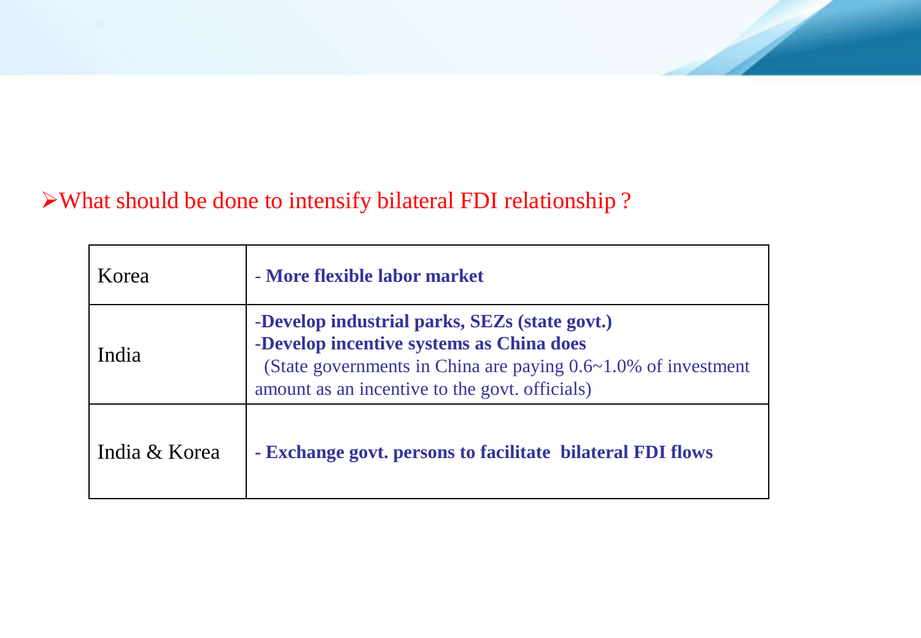➢What should be done to intensify bilateral FDI relationship ?

| | |
|---|---|
| Korea | - **More flexible labor market** |
| India | -**Develop industrial parks, SEZs (state govt.)**<br>-**Develop incentive systems as China does**<br>(State governments in China are paying 0.6~1.0% of investment amount as an incentive to the govt. officials) |
| India & Korea | - **Exchange govt. persons to facilitate bilateral FDI flows** |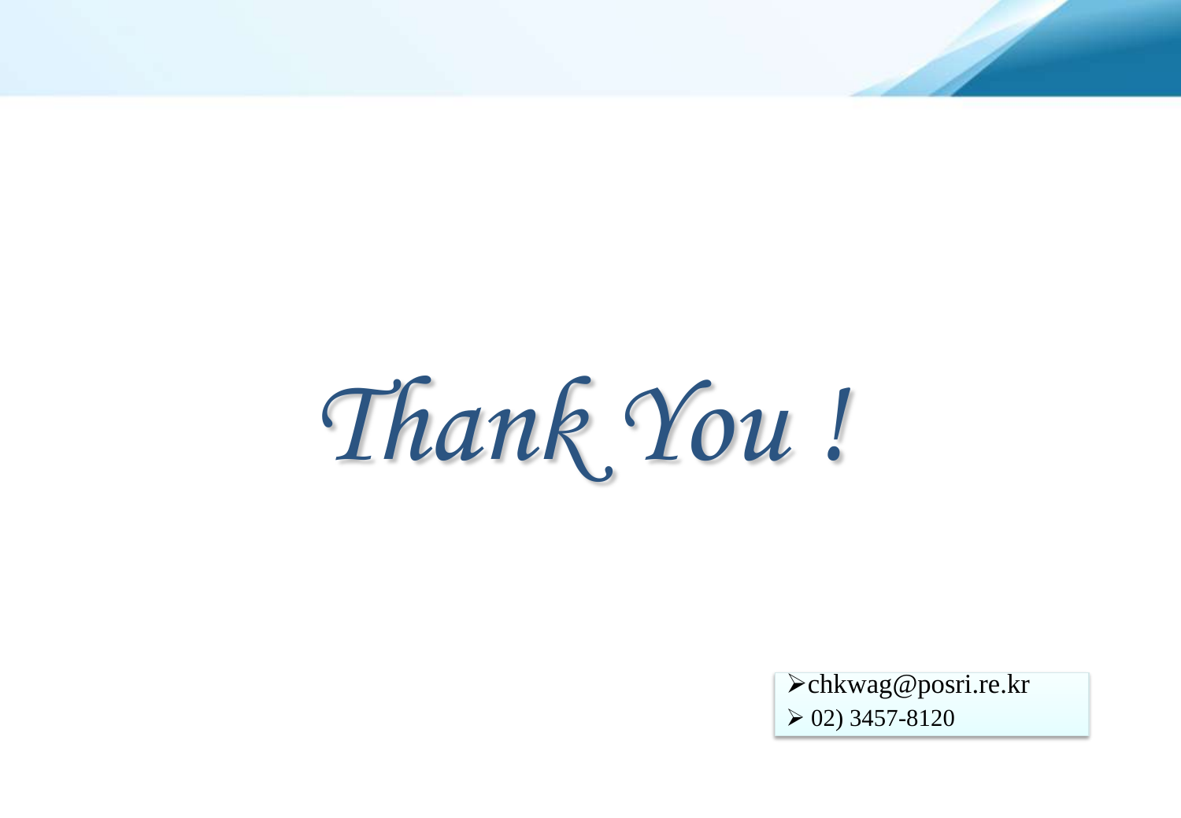# *Thank You !*

- chkwag@posri.re.kr
- 02) 3457-8120